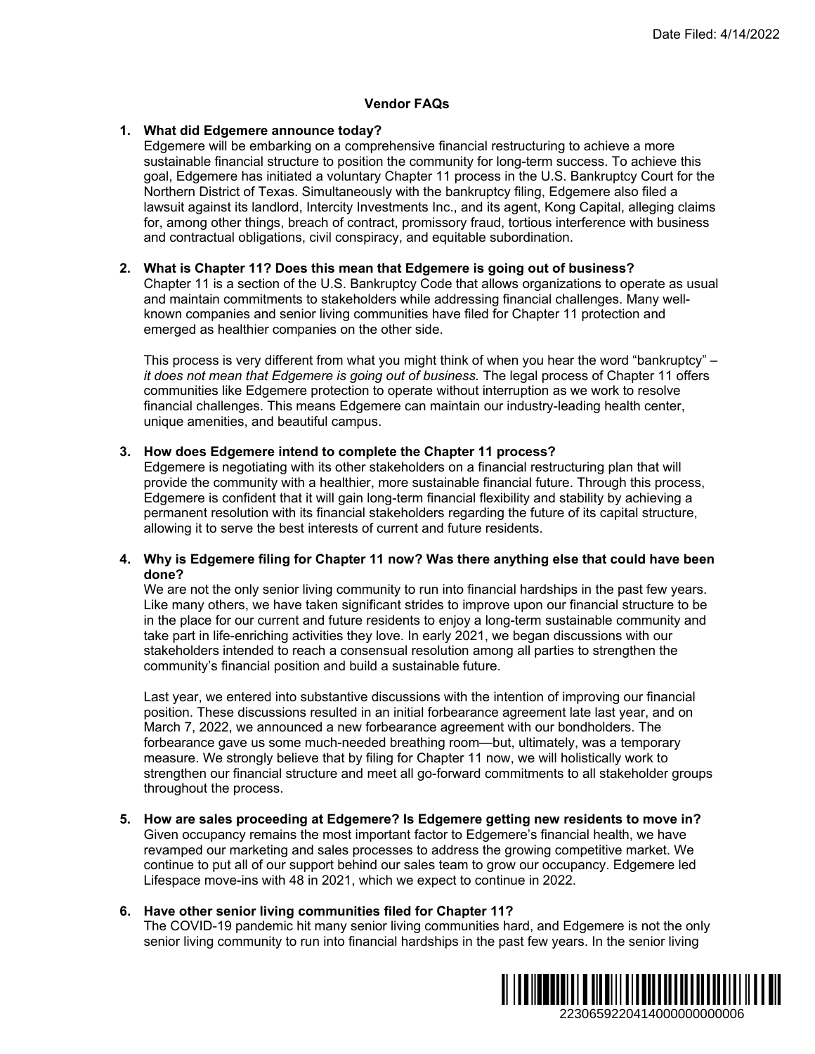## Vendor FAQs

1. **What did Edgemere announce today?**
   Edgemere will be embarking on a comprehensive financial restructuring to achieve a more sustainable financial structure to position the community for long-term success. To achieve this goal, Edgemere has initiated a voluntary Chapter 11 process in the U.S. Bankruptcy Court for the Northern District of Texas. Simultaneously with the bankruptcy filing, Edgemere also filed a lawsuit against its landlord, Intercity Investments Inc., and its agent, Kong Capital, alleging claims for, among other things, breach of contract, promissory fraud, tortious interference with business and contractual obligations, civil conspiracy, and equitable subordination.

2. **What is Chapter 11? Does this mean that Edgemere is going out of business?**
   Chapter 11 is a section of the U.S. Bankruptcy Code that allows organizations to operate as usual and maintain commitments to stakeholders while addressing financial challenges. Many well-known companies and senior living communities have filed for Chapter 11 protection and emerged as healthier companies on the other side.

   This process is very different from what you might think of when you hear the word "bankruptcy" – *it does not mean that Edgemere is going out of business.* The legal process of Chapter 11 offers communities like Edgemere protection to operate without interruption as we work to resolve financial challenges. This means Edgemere can maintain our industry-leading health center, unique amenities, and beautiful campus.

3. **How does Edgemere intend to complete the Chapter 11 process?**
   Edgemere is negotiating with its other stakeholders on a financial restructuring plan that will provide the community with a healthier, more sustainable financial future. Through this process, Edgemere is confident that it will gain long-term financial flexibility and stability by achieving a permanent resolution with its financial stakeholders regarding the future of its capital structure, allowing it to serve the best interests of current and future residents.

4. **Why is Edgemere filing for Chapter 11 now? Was there anything else that could have been done?**
   We are not the only senior living community to run into financial hardships in the past few years. Like many others, we have taken significant strides to improve upon our financial structure to be in the place for our current and future residents to enjoy a long-term sustainable community and take part in life-enriching activities they love. In early 2021, we began discussions with our stakeholders intended to reach a consensual resolution among all parties to strengthen the community's financial position and build a sustainable future.

   Last year, we entered into substantive discussions with the intention of improving our financial position. These discussions resulted in an initial forbearance agreement late last year, and on March 7, 2022, we announced a new forbearance agreement with our bondholders. The forbearance gave us some much-needed breathing room—but, ultimately, was a temporary measure. We strongly believe that by filing for Chapter 11 now, we will holistically work to strengthen our financial structure and meet all go-forward commitments to all stakeholder groups throughout the process.

5. **How are sales proceeding at Edgemere? Is Edgemere getting new residents to move in?**
   Given occupancy remains the most important factor to Edgemere's financial health, we have revamped our marketing and sales processes to address the growing competitive market. We continue to put all of our support behind our sales team to grow our occupancy. Edgemere led Lifespace move-ins with 48 in 2021, which we expect to continue in 2022.

6. **Have other senior living communities filed for Chapter 11?**
   The COVID-19 pandemic hit many senior living communities hard, and Edgemere is not the only senior living community to run into financial hardships in the past few years. In the senior living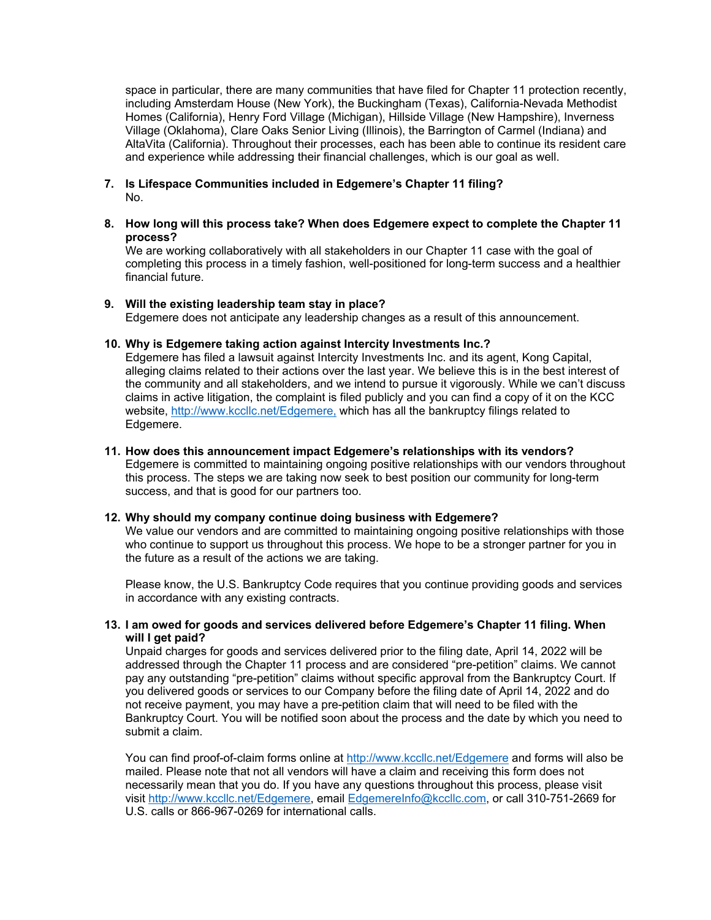space in particular, there are many communities that have filed for Chapter 11 protection recently, including Amsterdam House (New York), the Buckingham (Texas), California-Nevada Methodist Homes (California), Henry Ford Village (Michigan), Hillside Village (New Hampshire), Inverness Village (Oklahoma), Clare Oaks Senior Living (Illinois), the Barrington of Carmel (Indiana) and AltaVita (California). Throughout their processes, each has been able to continue its resident care and experience while addressing their financial challenges, which is our goal as well.

7. **Is Lifespace Communities included in Edgemere's Chapter 11 filing?**
   No.

8. **How long will this process take? When does Edgemere expect to complete the Chapter 11 process?**
   We are working collaboratively with all stakeholders in our Chapter 11 case with the goal of completing this process in a timely fashion, well-positioned for long-term success and a healthier financial future.

9. **Will the existing leadership team stay in place?**
   Edgemere does not anticipate any leadership changes as a result of this announcement.

10. **Why is Edgemere taking action against Intercity Investments Inc.?**
    Edgemere has filed a lawsuit against Intercity Investments Inc. and its agent, Kong Capital, alleging claims related to their actions over the last year. We believe this is in the best interest of the community and all stakeholders, and we intend to pursue it vigorously. While we can't discuss claims in active litigation, the complaint is filed publicly and you can find a copy of it on the KCC website, [http://www.kccllc.net/Edgemere,](http://www.kccllc.net/Edgemere) which has all the bankruptcy filings related to Edgemere.

11. **How does this announcement impact Edgemere's relationships with its vendors?**
    Edgemere is committed to maintaining ongoing positive relationships with our vendors throughout this process. The steps we are taking now seek to best position our community for long-term success, and that is good for our partners too.

12. **Why should my company continue doing business with Edgemere?**
    We value our vendors and are committed to maintaining ongoing positive relationships with those who continue to support us throughout this process. We hope to be a stronger partner for you in the future as a result of the actions we are taking.

    Please know, the U.S. Bankruptcy Code requires that you continue providing goods and services in accordance with any existing contracts.

13. **I am owed for goods and services delivered before Edgemere's Chapter 11 filing. When will I get paid?**
    Unpaid charges for goods and services delivered prior to the filing date, April 14, 2022 will be addressed through the Chapter 11 process and are considered "pre-petition" claims. We cannot pay any outstanding "pre-petition" claims without specific approval from the Bankruptcy Court. If you delivered goods or services to our Company before the filing date of April 14, 2022 and do not receive payment, you may have a pre-petition claim that will need to be filed with the Bankruptcy Court. You will be notified soon about the process and the date by which you need to submit a claim.

    You can find proof-of-claim forms online at [http://www.kccllc.net/Edgemere](http://www.kccllc.net/Edgemere) and forms will also be mailed. Please note that not all vendors will have a claim and receiving this form does not necessarily mean that you do. If you have any questions throughout this process, please visit visit [http://www.kccllc.net/Edgemere](http://www.kccllc.net/Edgemere), email [EdgemereInfo@kccllc.com](mailto:EdgemereInfo@kccllc.com), or call 310-751-2669 for U.S. calls or 866-967-0269 for international calls.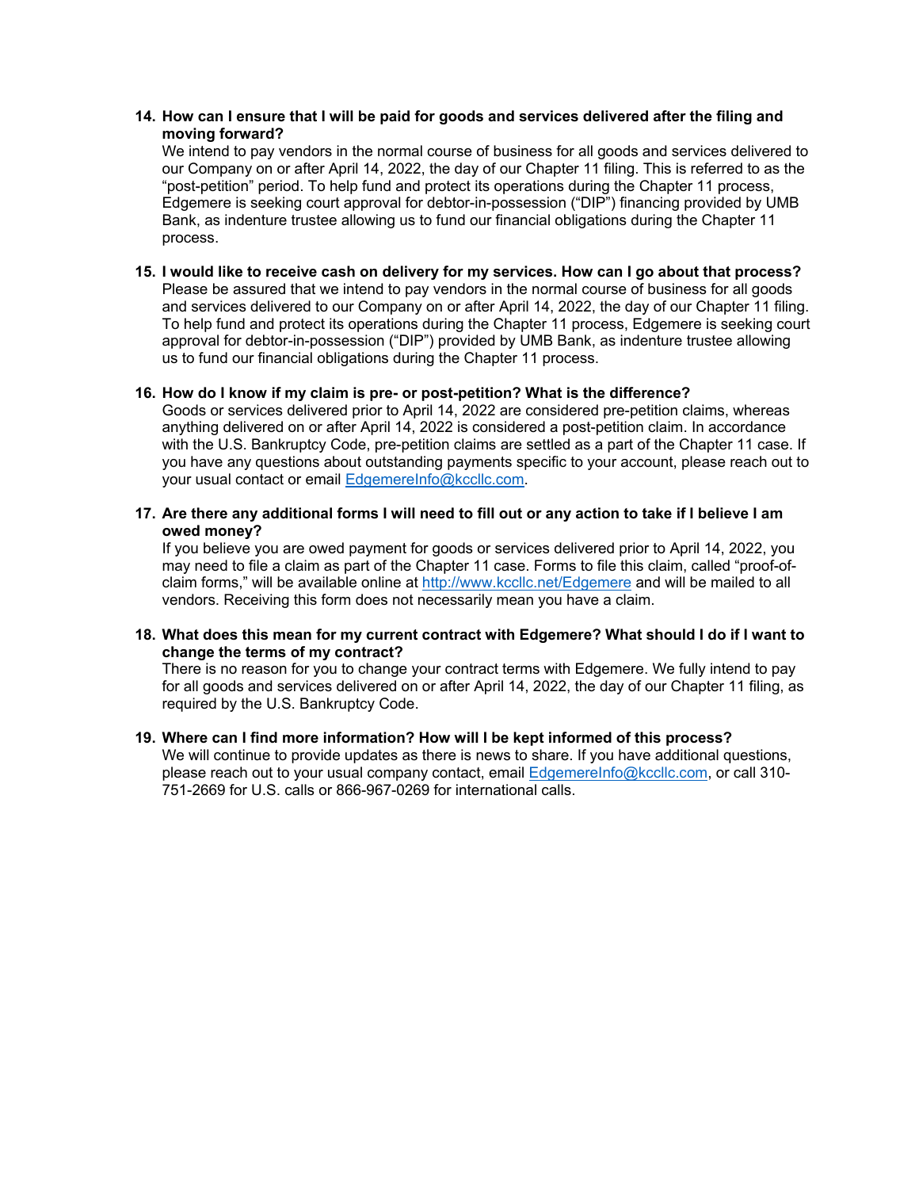14. **How can I ensure that I will be paid for goods and services delivered after the filing and moving forward?**
    We intend to pay vendors in the normal course of business for all goods and services delivered to our Company on or after April 14, 2022, the day of our Chapter 11 filing. This is referred to as the "post-petition" period. To help fund and protect its operations during the Chapter 11 process, Edgemere is seeking court approval for debtor-in-possession ("DIP") financing provided by UMB Bank, as indenture trustee allowing us to fund our financial obligations during the Chapter 11 process.

15. **I would like to receive cash on delivery for my services. How can I go about that process?**
    Please be assured that we intend to pay vendors in the normal course of business for all goods and services delivered to our Company on or after April 14, 2022, the day of our Chapter 11 filing. To help fund and protect its operations during the Chapter 11 process, Edgemere is seeking court approval for debtor-in-possession ("DIP") provided by UMB Bank, as indenture trustee allowing us to fund our financial obligations during the Chapter 11 process.

16. **How do I know if my claim is pre- or post-petition? What is the difference?**
    Goods or services delivered prior to April 14, 2022 are considered pre-petition claims, whereas anything delivered on or after April 14, 2022 is considered a post-petition claim. In accordance with the U.S. Bankruptcy Code, pre-petition claims are settled as a part of the Chapter 11 case. If you have any questions about outstanding payments specific to your account, please reach out to your usual contact or email [EdgemereInfo@kccllc.com](mailto:EdgemereInfo@kccllc.com).

17. **Are there any additional forms I will need to fill out or any action to take if I believe I am owed money?**
    If you believe you are owed payment for goods or services delivered prior to April 14, 2022, you may need to file a claim as part of the Chapter 11 case. Forms to file this claim, called "proof-of-claim forms," will be available online at [http://www.kccllc.net/Edgemere](http://www.kccllc.net/Edgemere) and will be mailed to all vendors. Receiving this form does not necessarily mean you have a claim.

18. **What does this mean for my current contract with Edgemere? What should I do if I want to change the terms of my contract?**
    There is no reason for you to change your contract terms with Edgemere. We fully intend to pay for all goods and services delivered on or after April 14, 2022, the day of our Chapter 11 filing, as required by the U.S. Bankruptcy Code.

19. **Where can I find more information? How will I be kept informed of this process?**
    We will continue to provide updates as there is news to share. If you have additional questions, please reach out to your usual company contact, email [EdgemereInfo@kccllc.com](mailto:EdgemereInfo@kccllc.com), or call 310-751-2669 for U.S. calls or 866-967-0269 for international calls.